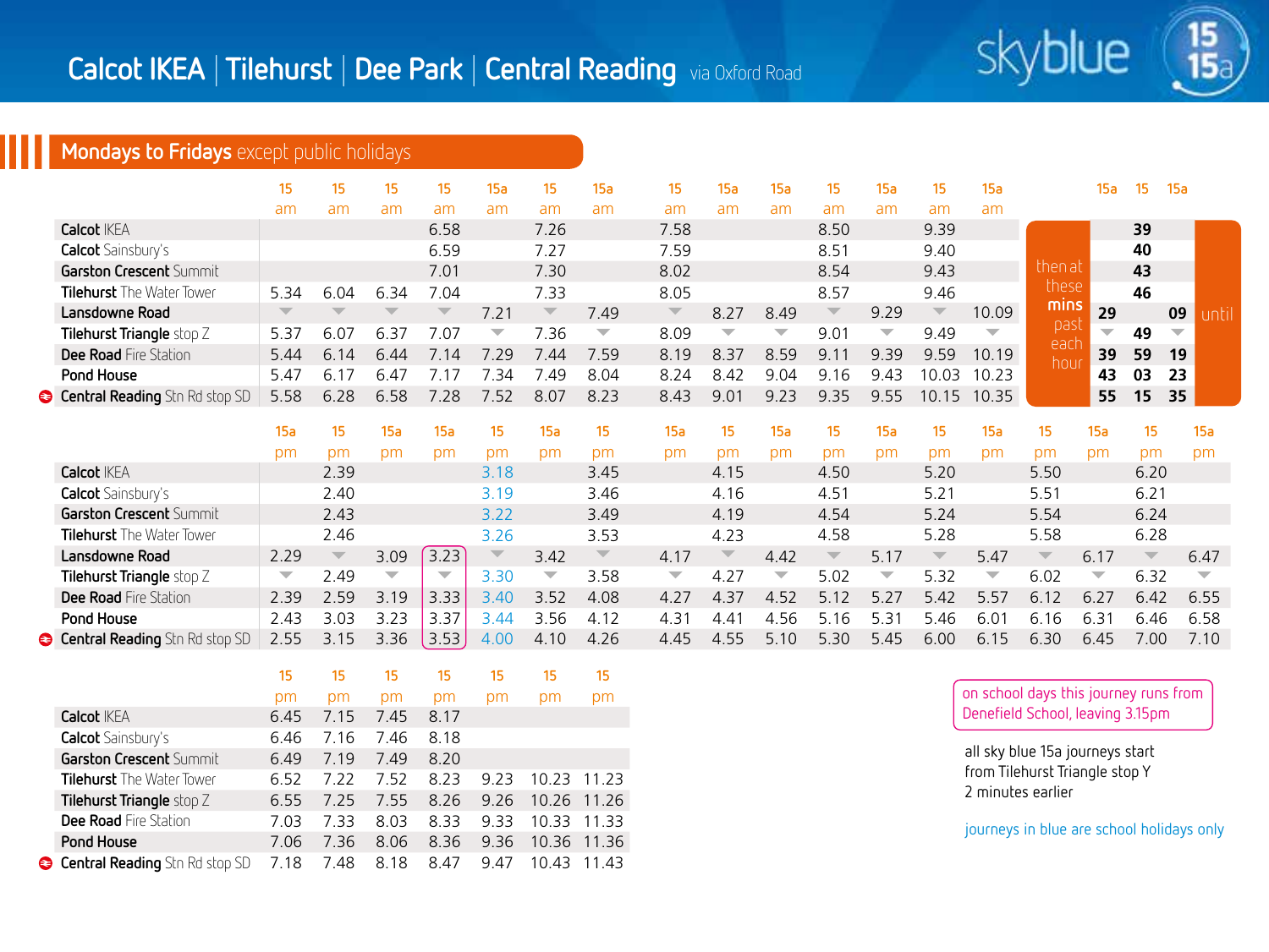# Calcot IKEA | Tilehurst | Dee Park | Central Reading via Oxford Road

skyblue 15 15a

## Mondays to Fridays except public holidays

| | 15 | 15 | 15 | 15 | 15a | 15 | 15a | 15 | 15a | 15a | 15 | 15a | 15 | 15a | | 15a | 15 | 15a | |
|---|---|---|---|---|---|---|---|---|---|---|---|---|---|---|---|---|---|---|---|
| | am | am | am | am | am | am | am | am | am | am | am | am | am | am | | | | | |
| Calcot IKEA | | | | 6.58 | | 7.26 | | 7.58 | | | 8.50 | | 9.39 | | then at these mins past each hour | | 39 | | until |
| Calcot Sainsbury's | | | | 6.59 | | 7.27 | | 7.59 | | | 8.51 | | 9.40 | | | | 40 | | |
| Garston Crescent Summit | | | | 7.01 | | 7.30 | | 8.02 | | | 8.54 | | 9.43 | | | | 43 | | |
| Tilehurst The Water Tower | 5.34 | 6.04 | 6.34 | 7.04 | | 7.33 | | 8.05 | | | 8.57 | | 9.46 | | | | 46 | | |
| Lansdowne Road | ▼ | ▼ | ▼ | ▼ | 7.21 | ▼ | 7.49 | ▼ | 8.27 | 8.49 | ▼ | 9.29 | ▼ | 10.09 | | 29 | | 09 | |
| Tilehurst Triangle stop Z | 5.37 | 6.07 | 6.37 | 7.07 | ▼ | 7.36 | ▼ | 8.09 | ▼ | ▼ | 9.01 | ▼ | 9.49 | ▼ | | ▼ | 49 | ▼ | |
| Dee Road Fire Station | 5.44 | 6.14 | 6.44 | 7.14 | 7.29 | 7.44 | 7.59 | 8.19 | 8.37 | 8.59 | 9.11 | 9.39 | 9.59 | 10.19 | | 39 | 59 | 19 | |
| Pond House | 5.47 | 6.17 | 6.47 | 7.17 | 7.34 | 7.49 | 8.04 | 8.24 | 8.42 | 9.04 | 9.16 | 9.43 | 10.03 | 10.23 | | 43 | 03 | 23 | |
| Central Reading Stn Rd stop SD | 5.58 | 6.28 | 6.58 | 7.28 | 7.52 | 8.07 | 8.23 | 8.43 | 9.01 | 9.23 | 9.35 | 9.55 | 10.15 | 10.35 | | 55 | 15 | 35 | |

| | 15a | 15 | 15a | 15a | 15 | 15a | 15 | 15a | 15 | 15a | 15 | 15a | 15 | 15a | 15 | 15a | 15 | 15a |
|---|---|---|---|---|---|---|---|---|---|---|---|---|---|---|---|---|---|---|
| | pm | pm | pm | pm | pm | pm | pm | pm | pm | pm | pm | pm | pm | pm | pm | pm | pm | pm |
| Calcot IKEA | | 2.39 | | | 3.18 | | 3.45 | | 4.15 | | 4.50 | | 5.20 | | 5.50 | | 6.20 | |
| Calcot Sainsbury's | | 2.40 | | | 3.19 | | 3.46 | | 4.16 | | 4.51 | | 5.21 | | 5.51 | | 6.21 | |
| Garston Crescent Summit | | 2.43 | | | 3.22 | | 3.49 | | 4.19 | | 4.54 | | 5.24 | | 5.54 | | 6.24 | |
| Tilehurst The Water Tower | | 2.46 | | | 3.26 | | 3.53 | | 4.23 | | 4.58 | | 5.28 | | 5.58 | | 6.28 | |
| Lansdowne Road | 2.29 | ▼ | 3.09 | 3.23 | ▼ | 3.42 | ▼ | 4.17 | ▼ | 4.42 | ▼ | 5.17 | ▼ | 5.47 | ▼ | 6.17 | ▼ | 6.47 |
| Tilehurst Triangle stop Z | ▼ | 2.49 | ▼ | ▼ | 3.30 | ▼ | 3.58 | ▼ | 4.27 | ▼ | 5.02 | ▼ | 5.32 | ▼ | 6.02 | ▼ | 6.32 | ▼ |
| Dee Road Fire Station | 2.39 | 2.59 | 3.19 | 3.33 | 3.40 | 3.52 | 4.08 | 4.27 | 4.37 | 4.52 | 5.12 | 5.27 | 5.42 | 5.57 | 6.12 | 6.27 | 6.42 | 6.55 |
| Pond House | 2.43 | 3.03 | 3.23 | 3.37 | 3.44 | 3.56 | 4.12 | 4.31 | 4.41 | 4.56 | 5.16 | 5.31 | 5.46 | 6.01 | 6.16 | 6.31 | 6.46 | 6.58 |
| Central Reading Stn Rd stop SD | 2.55 | 3.15 | 3.36 | 3.53 | 4.00 | 4.10 | 4.26 | 4.45 | 4.55 | 5.10 | 5.30 | 5.45 | 6.00 | 6.15 | 6.30 | 6.45 | 7.00 | 7.10 |

| | 15 | 15 | 15 | 15 | 15 | 15 | 15 |
|---|---|---|---|---|---|---|---|
| | pm | pm | pm | pm | pm | pm | pm |
| Calcot IKEA | 6.45 | 7.15 | 7.45 | 8.17 | | | |
| Calcot Sainsbury's | 6.46 | 7.16 | 7.46 | 8.18 | | | |
| Garston Crescent Summit | 6.49 | 7.19 | 7.49 | 8.20 | | | |
| Tilehurst The Water Tower | 6.52 | 7.22 | 7.52 | 8.23 | 9.23 | 10.23 | 11.23 |
| Tilehurst Triangle stop Z | 6.55 | 7.25 | 7.55 | 8.26 | 9.26 | 10.26 | 11.26 |
| Dee Road Fire Station | 7.03 | 7.33 | 8.03 | 8.33 | 9.33 | 10.33 | 11.33 |
| Pond House | 7.06 | 7.36 | 8.06 | 8.36 | 9.36 | 10.36 | 11.36 |
| Central Reading Stn Rd stop SD | 7.18 | 7.48 | 8.18 | 8.47 | 9.47 | 10.43 | 11.43 |

on school days this journey runs from Denefield School, leaving 3.15pm (applies to the 15a journey from Lansdowne Road at 3.23pm)

all sky blue 15a journeys start from Tilehurst Triangle stop Y 2 minutes earlier

journeys in blue are school holidays only (applies to the 15 journey from Calcot IKEA at 3.18pm)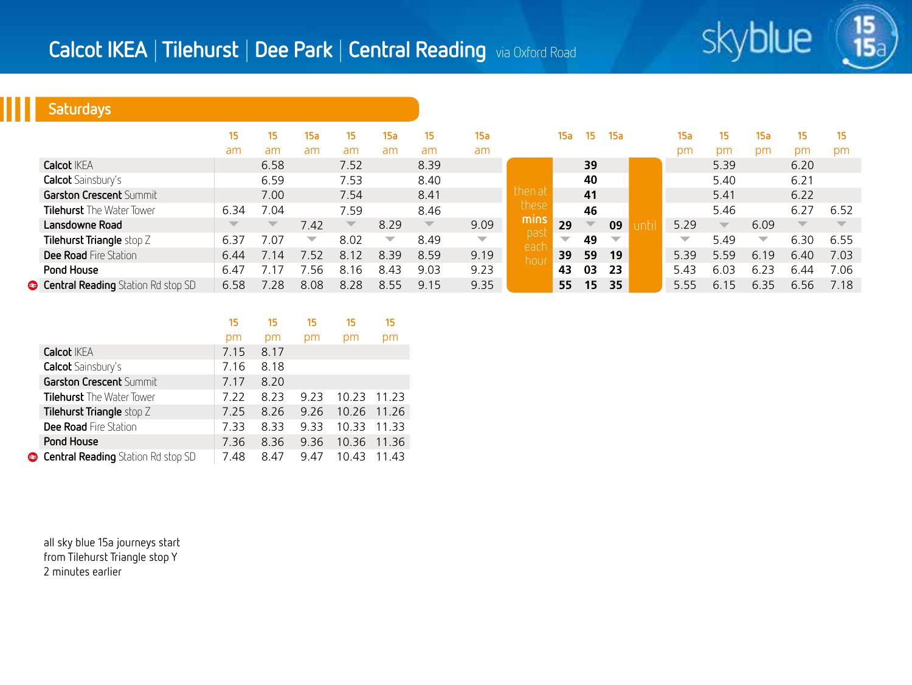# Calcot IKEA | Tilehurst | Dee Park | Central Reading via Oxford Road

skyblue 15 15a

## Saturdays

| | 15 | 15 | 15a | 15 | 15a | 15 | 15a | | 15a | 15 | 15a | | 15a | 15 | 15a | 15 | 15 |
|---|---|---|---|---|---|---|---|---|---|---|---|---|---|---|---|---|---|
| | am | am | am | am | am | am | am | | | | | | pm | pm | pm | pm | pm |
| **Calcot** IKEA | | 6.58 | | 7.52 | | 8.39 | | then at these **mins** past each hour | | **39** | | until | | 5.39 | | 6.20 | |
| **Calcot** Sainsbury's | | 6.59 | | 7.53 | | 8.40 | | | | **40** | | | | 5.40 | | 6.21 | |
| **Garston Crescent** Summit | | 7.00 | | 7.54 | | 8.41 | | | | **41** | | | | 5.41 | | 6.22 | |
| **Tilehurst** The Water Tower | 6.34 | 7.04 | | 7.59 | | 8.46 | | | | **46** | | | | 5.46 | | 6.27 | 6.52 |
| **Lansdowne Road** | ▼ | ▼ | 7.42 | ▼ | 8.29 | ▼ | 9.09 | | **29** | ▼ | **09** | | 5.29 | ▼ | 6.09 | ▼ | ▼ |
| **Tilehurst Triangle** stop Z | 6.37 | 7.07 | ▼ | 8.02 | ▼ | 8.49 | ▼ | | ▼ | **49** | ▼ | | ▼ | 5.49 | ▼ | 6.30 | 6.55 |
| **Dee Road** Fire Station | 6.44 | 7.14 | 7.52 | 8.12 | 8.39 | 8.59 | 9.19 | | **39** | **59** | **19** | | 5.39 | 5.59 | 6.19 | 6.40 | 7.03 |
| **Pond House** | 6.47 | 7.17 | 7.56 | 8.16 | 8.43 | 9.03 | 9.23 | | **43** | **03** | **23** | | 5.43 | 6.03 | 6.23 | 6.44 | 7.06 |
| **Central Reading** Station Rd stop SD | 6.58 | 7.28 | 8.08 | 8.28 | 8.55 | 9.15 | 9.35 | | **55** | **15** | **35** | | 5.55 | 6.15 | 6.35 | 6.56 | 7.18 |

| | 15 | 15 | 15 | 15 | 15 |
|---|---|---|---|---|---|
| | pm | pm | pm | pm | pm |
| **Calcot** IKEA | 7.15 | 8.17 | | | |
| **Calcot** Sainsbury's | 7.16 | 8.18 | | | |
| **Garston Crescent** Summit | 7.17 | 8.20 | | | |
| **Tilehurst** The Water Tower | 7.22 | 8.23 | 9.23 | 10.23 | 11.23 |
| **Tilehurst Triangle** stop Z | 7.25 | 8.26 | 9.26 | 10.26 | 11.26 |
| **Dee Road** Fire Station | 7.33 | 8.33 | 9.33 | 10.33 | 11.33 |
| **Pond House** | 7.36 | 8.36 | 9.36 | 10.36 | 11.36 |
| **Central Reading** Station Rd stop SD | 7.48 | 8.47 | 9.47 | 10.43 | 11.43 |

all sky blue 15a journeys start from Tilehurst Triangle stop Y 2 minutes earlier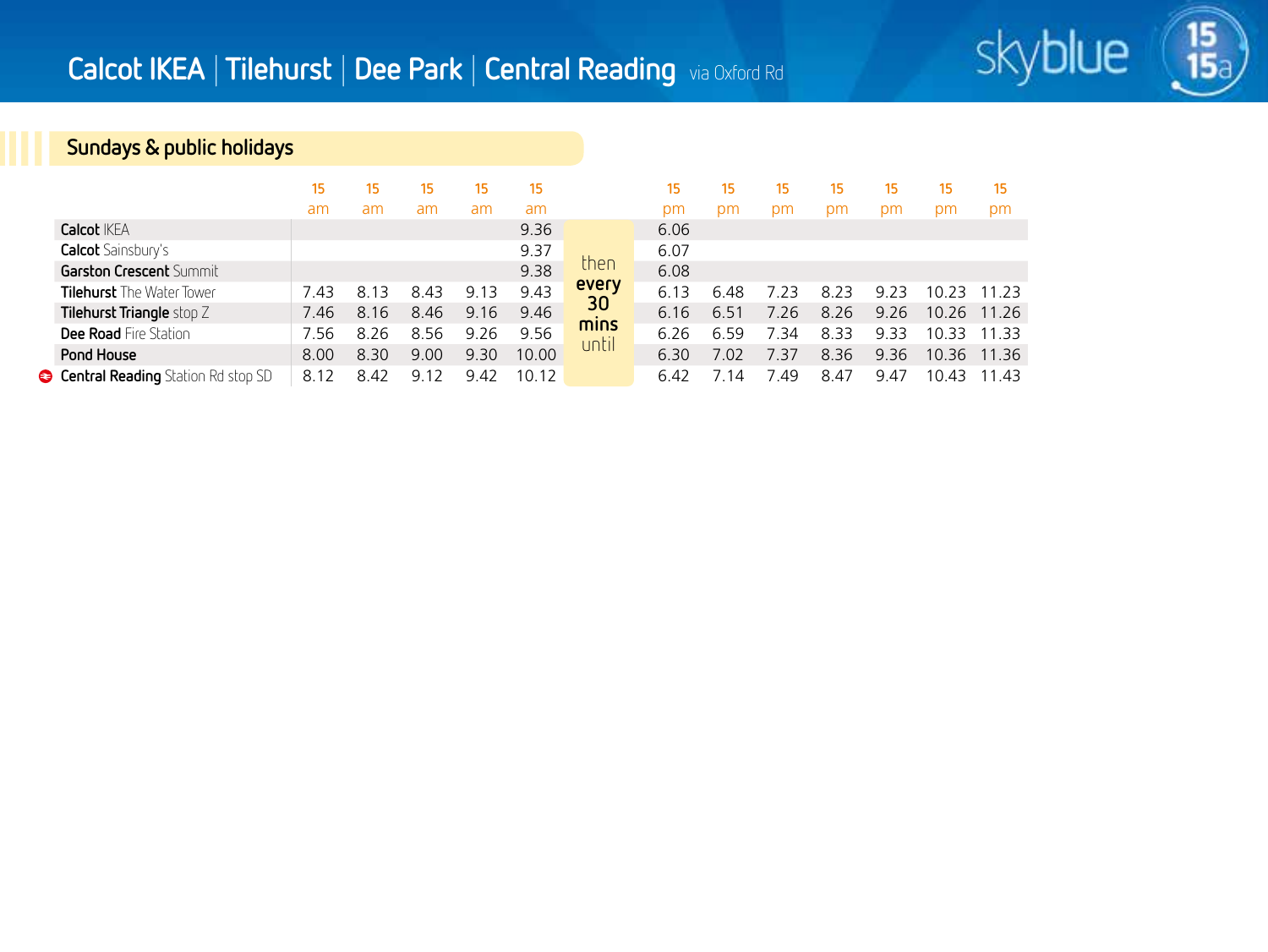# Calcot IKEA | Tilehurst | Dee Park | Central Reading via Oxford Rd

skyblue 15 15a

## Sundays & public holidays

| | 15 | 15 | 15 | 15 | 15 | | 15 | 15 | 15 | 15 | 15 | 15 | 15 |
|---|---|---|---|---|---|---|---|---|---|---|---|---|---|
| | am | am | am | am | am | | pm | pm | pm | pm | pm | pm | pm |
| **Calcot** IKEA | | | | | 9.36 | then **every 30 mins** until | 6.06 | | | | | | |
| **Calcot** Sainsbury's | | | | | 9.37 | | 6.07 | | | | | | |
| **Garston Crescent** Summit | | | | | 9.38 | | 6.08 | | | | | | |
| **Tilehurst** The Water Tower | 7.43 | 8.13 | 8.43 | 9.13 | 9.43 | | 6.13 | 6.48 | 7.23 | 8.23 | 9.23 | 10.23 | 11.23 |
| **Tilehurst Triangle** stop Z | 7.46 | 8.16 | 8.46 | 9.16 | 9.46 | | 6.16 | 6.51 | 7.26 | 8.26 | 9.26 | 10.26 | 11.26 |
| **Dee Road** Fire Station | 7.56 | 8.26 | 8.56 | 9.26 | 9.56 | | 6.26 | 6.59 | 7.34 | 8.33 | 9.33 | 10.33 | 11.33 |
| **Pond House** | 8.00 | 8.30 | 9.00 | 9.30 | 10.00 | | 6.30 | 7.02 | 7.37 | 8.36 | 9.36 | 10.36 | 11.36 |
| **Central Reading** Station Rd stop SD | 8.12 | 8.42 | 9.12 | 9.42 | 10.12 | | 6.42 | 7.14 | 7.49 | 8.47 | 9.47 | 10.43 | 11.43 |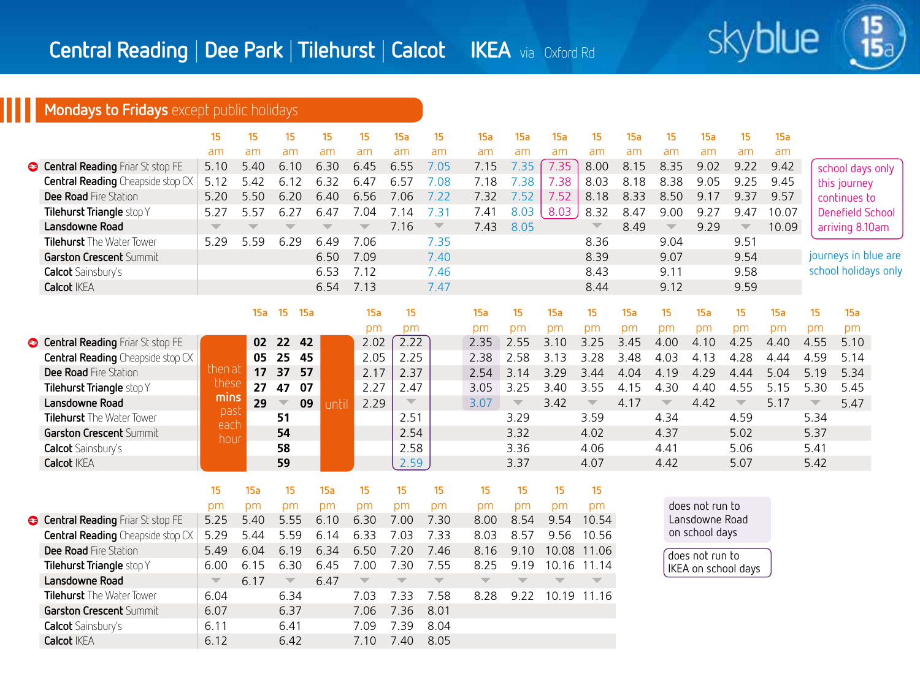# Central Reading | Dee Park | Tilehurst | Calcot IKEA via Oxford Rd

skyblue 15 15a

## Mondays to Fridays except public holidays

| | 15 | 15 | 15 | 15 | 15 | 15a | 15 | 15a | 15a | 15a | 15 | 15a | 15 | 15a | 15 | 15a |
|---|---|---|---|---|---|---|---|---|---|---|---|---|---|---|---|---|
| | am | am | am | am | am | am | am | am | am | am | am | am | am | am | am | am |
| Central Reading Friar St stop FE | 5.10 | 5.40 | 6.10 | 6.30 | 6.45 | 6.55 | 7.05 | 7.15 | 7.35 | 7.35 | 8.00 | 8.15 | 8.35 | 9.02 | 9.22 | 9.42 |
| Central Reading Cheapside stop CX | 5.12 | 5.42 | 6.12 | 6.32 | 6.47 | 6.57 | 7.08 | 7.18 | 7.38 | 7.38 | 8.03 | 8.18 | 8.38 | 9.05 | 9.25 | 9.45 |
| Dee Road Fire Station | 5.20 | 5.50 | 6.20 | 6.40 | 6.56 | 7.06 | 7.22 | 7.32 | 7.52 | 7.52 | 8.18 | 8.33 | 8.50 | 9.17 | 9.37 | 9.57 |
| Tilehurst Triangle stop Y | 5.27 | 5.57 | 6.27 | 6.47 | 7.04 | 7.14 | 7.31 | 7.41 | 8.03 | 8.03 | 8.32 | 8.47 | 9.00 | 9.27 | 9.47 | 10.07 |
| Lansdowne Road | ▼ | ▼ | ▼ | ▼ | ▼ | 7.16 | ▼ | 7.43 | 8.05 | | ▼ | 8.49 | ▼ | 9.29 | ▼ | 10.09 |
| Tilehurst The Water Tower | 5.29 | 5.59 | 6.29 | 6.49 | 7.06 | | 7.35 | | | | 8.36 | | 9.04 | | 9.51 | |
| Garston Crescent Summit | | | | 6.50 | 7.09 | | 7.40 | | | | 8.39 | | 9.07 | | 9.54 | |
| Calcot Sainsbury's | | | | 6.53 | 7.12 | | 7.46 | | | | 8.43 | | 9.11 | | 9.58 | |
| Calcot IKEA | | | | 6.54 | 7.13 | | 7.47 | | | | 8.44 | | 9.12 | | 9.59 | |

school days only this journey continues to Denefield School arriving 8.10am (7.35 15a journey)

journeys in blue are school holidays only (7.05 15 and 7.35 15a journeys)

| | | 15a | 15 | 15a | | 15a | 15 | 15a | 15 | 15a | 15 | 15a | 15 | 15a | 15 | 15a | 15 | 15a | 15 | 15a |
|---|---|---|---|---|---|---|---|---|---|---|---|---|---|---|---|---|---|---|---|---|
| | | | | | | pm | pm | pm | pm | pm | pm | pm | pm | pm | pm | pm | pm | pm | pm | pm |
| Central Reading Friar St stop FE | then at these mins past each hour | 02 | 22 | 42 | until | 2.02 | 2.22 | 2.35 | 2.55 | 3.10 | 3.25 | 3.45 | 4.00 | 4.10 | 4.25 | 4.40 | 4.55 | 5.10 |
| Central Reading Cheapside stop CX | | 05 | 25 | 45 | | 2.05 | 2.25 | 2.38 | 2.58 | 3.13 | 3.28 | 3.48 | 4.03 | 4.13 | 4.28 | 4.44 | 4.59 | 5.14 |
| Dee Road Fire Station | | 17 | 37 | 57 | | 2.17 | 2.37 | 2.54 | 3.14 | 3.29 | 3.44 | 4.04 | 4.19 | 4.29 | 4.44 | 5.04 | 5.19 | 5.34 |
| Tilehurst Triangle stop Y | | 27 | 47 | 07 | | 2.27 | 2.47 | 3.05 | 3.25 | 3.40 | 3.55 | 4.15 | 4.30 | 4.40 | 4.55 | 5.15 | 5.30 | 5.45 |
| Lansdowne Road | | 29 | ▼ | 09 | | 2.29 | ▼ | 3.07 | ▼ | 3.42 | ▼ | 4.17 | ▼ | 4.42 | ▼ | 5.17 | ▼ | 5.47 |
| Tilehurst The Water Tower | | | 51 | | | | 2.51 | | 3.29 | | 3.59 | | 4.34 | | 4.59 | | 5.34 | |
| Garston Crescent Summit | | | 54 | | | | 2.54 | | 3.32 | | 4.02 | | 4.37 | | 5.02 | | 5.37 | |
| Calcot Sainsbury's | | | 58 | | | | 2.58 | | 3.36 | | 4.06 | | 4.41 | | 5.06 | | 5.41 | |
| Calcot IKEA | | | 59 | | | | 2.59 | | 3.37 | | 4.07 | | 4.42 | | 5.07 | | 5.42 | |

| | 15 | 15a | 15 | 15a | 15 | 15 | 15 | 15 | 15 | 15 | 15 |
|---|---|---|---|---|---|---|---|---|---|---|---|
| | pm | pm | pm | pm | pm | pm | pm | pm | pm | pm | pm |
| Central Reading Friar St stop FE | 5.25 | 5.40 | 5.55 | 6.10 | 6.30 | 7.00 | 7.30 | 8.00 | 8.54 | 9.54 | 10.54 |
| Central Reading Cheapside stop CX | 5.29 | 5.44 | 5.59 | 6.14 | 6.33 | 7.03 | 7.33 | 8.03 | 8.57 | 9.56 | 10.56 |
| Dee Road Fire Station | 5.49 | 6.04 | 6.19 | 6.34 | 6.50 | 7.20 | 7.46 | 8.16 | 9.10 | 10.08 | 11.06 |
| Tilehurst Triangle stop Y | 6.00 | 6.15 | 6.30 | 6.45 | 7.00 | 7.30 | 7.55 | 8.25 | 9.19 | 10.16 | 11.14 |
| Lansdowne Road | ▼ | 6.17 | ▼ | 6.47 | ▼ | ▼ | ▼ | ▼ | ▼ | ▼ | ▼ |
| Tilehurst The Water Tower | 6.04 | | 6.34 | | 7.03 | 7.33 | 7.58 | 8.28 | 9.22 | 10.19 | 11.16 |
| Garston Crescent Summit | 6.07 | | 6.37 | | 7.06 | 7.36 | 8.01 | | | | |
| Calcot Sainsbury's | 6.11 | | 6.41 | | 7.09 | 7.39 | 8.04 | | | | |
| Calcot IKEA | 6.12 | | 6.42 | | 7.10 | 7.40 | 8.05 | | | | |

does not run to Lansdowne Road on school days (2.35 15a journey)

does not run to IKEA on school days (2.22 15 journey)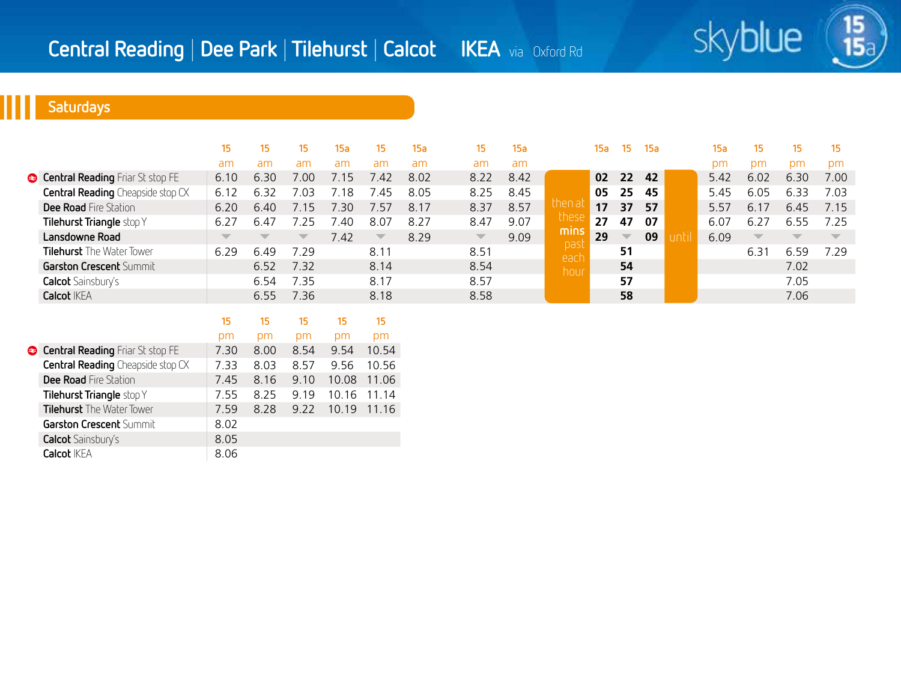# Central Reading | Dee Park | Tilehurst | Calcot IKEA via Oxford Rd

skyblue 15 15a

## Saturdays

| | 15 | 15 | 15 | 15a | 15 | 15a | 15 | 15a | | 15a | 15 | 15a | | 15a | 15 | 15 | 15 |
|---|---|---|---|---|---|---|---|---|---|---|---|---|---|---|---|---|---|
| | am | am | am | am | am | am | am | am | | | | | | pm | pm | pm | pm |
| **Central Reading** Friar St stop FE | 6.10 | 6.30 | 7.00 | 7.15 | 7.42 | 8.02 | 8.22 | 8.42 | then at these mins past each hour | 02 | 22 | 42 | until | 5.42 | 6.02 | 6.30 | 7.00 |
| **Central Reading** Cheapside stop CX | 6.12 | 6.32 | 7.03 | 7.18 | 7.45 | 8.05 | 8.25 | 8.45 | | 05 | 25 | 45 | | 5.45 | 6.05 | 6.33 | 7.03 |
| **Dee Road** Fire Station | 6.20 | 6.40 | 7.15 | 7.30 | 7.57 | 8.17 | 8.37 | 8.57 | | 17 | 37 | 57 | | 5.57 | 6.17 | 6.45 | 7.15 |
| **Tilehurst Triangle** stop Y | 6.27 | 6.47 | 7.25 | 7.40 | 8.07 | 8.27 | 8.47 | 9.07 | | 27 | 47 | 07 | | 6.07 | 6.27 | 6.55 | 7.25 |
| **Lansdowne Road** | ▼ | ▼ | ▼ | 7.42 | ▼ | 8.29 | ▼ | 9.09 | | 29 | ▼ | 09 | | 6.09 | ▼ | ▼ | ▼ |
| **Tilehurst** The Water Tower | 6.29 | 6.49 | 7.29 | | 8.11 | | 8.51 | | | | 51 | | | | 6.31 | 6.59 | 7.29 |
| **Garston Crescent** Summit | | 6.52 | 7.32 | | 8.14 | | 8.54 | | | | 54 | | | | | 7.02 | |
| **Calcot** Sainsbury's | | 6.54 | 7.35 | | 8.17 | | 8.57 | | | | 57 | | | | | 7.05 | |
| **Calcot** IKEA | | 6.55 | 7.36 | | 8.18 | | 8.58 | | | | 58 | | | | | 7.06 | |

| | 15 | 15 | 15 | 15 | 15 |
|---|---|---|---|---|---|
| | pm | pm | pm | pm | pm |
| **Central Reading** Friar St stop FE | 7.30 | 8.00 | 8.54 | 9.54 | 10.54 |
| **Central Reading** Cheapside stop CX | 7.33 | 8.03 | 8.57 | 9.56 | 10.56 |
| **Dee Road** Fire Station | 7.45 | 8.16 | 9.10 | 10.08 | 11.06 |
| **Tilehurst Triangle** stop Y | 7.55 | 8.25 | 9.19 | 10.16 | 11.14 |
| **Tilehurst** The Water Tower | 7.59 | 8.28 | 9.22 | 10.19 | 11.16 |
| **Garston Crescent** Summit | 8.02 | | | | |
| **Calcot** Sainsbury's | 8.05 | | | | |
| **Calcot** IKEA | 8.06 | | | | |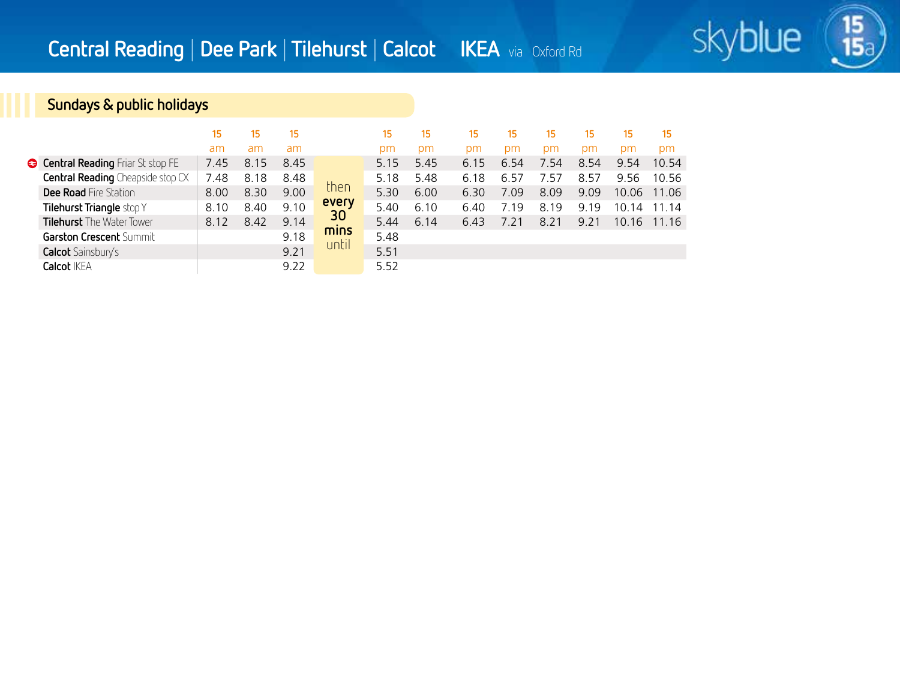# Central Reading | Dee Park | Tilehurst | Calcot IKEA via Oxford Rd

skyblue 15 15a

## Sundays & public holidays

| | 15 | 15 | 15 | | 15 | 15 | 15 | 15 | 15 | 15 | 15 | 15 |
|---|---|---|---|---|---|---|---|---|---|---|---|---|
| | am | am | am | | pm | pm | pm | pm | pm | pm | pm | pm |
| **Central Reading** Friar St stop FE | 7.45 | 8.15 | 8.45 | then | 5.15 | 5.45 | 6.15 | 6.54 | 7.54 | 8.54 | 9.54 | 10.54 |
| **Central Reading** Cheapside stop CX | 7.48 | 8.18 | 8.48 | **every** | 5.18 | 5.48 | 6.18 | 6.57 | 7.57 | 8.57 | 9.56 | 10.56 |
| **Dee Road** Fire Station | 8.00 | 8.30 | 9.00 | **30** | 5.30 | 6.00 | 6.30 | 7.09 | 8.09 | 9.09 | 10.06 | 11.06 |
| **Tilehurst Triangle** stop Y | 8.10 | 8.40 | 9.10 | **mins** | 5.40 | 6.10 | 6.40 | 7.19 | 8.19 | 9.19 | 10.14 | 11.14 |
| **Tilehurst** The Water Tower | 8.12 | 8.42 | 9.14 | until | 5.44 | 6.14 | 6.43 | 7.21 | 8.21 | 9.21 | 10.16 | 11.16 |
| **Garston Crescent** Summit | | | 9.18 | | 5.48 | | | | | | | |
| **Calcot** Sainsbury's | | | 9.21 | | 5.51 | | | | | | | |
| **Calcot** IKEA | | | 9.22 | | 5.52 | | | | | | | |